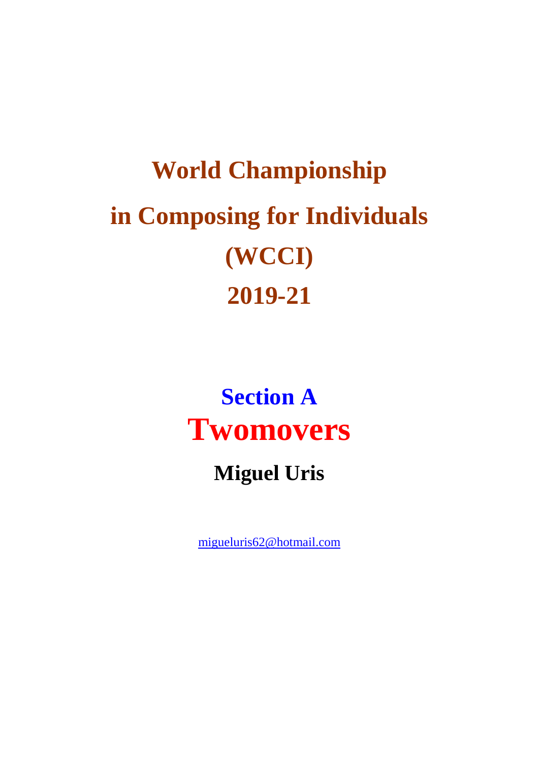# World Championship in Composing for Individuals (WCCI) 2019-21

## Section A

# Twomovers

### Miguel Uris

migueluris62@hotmail.com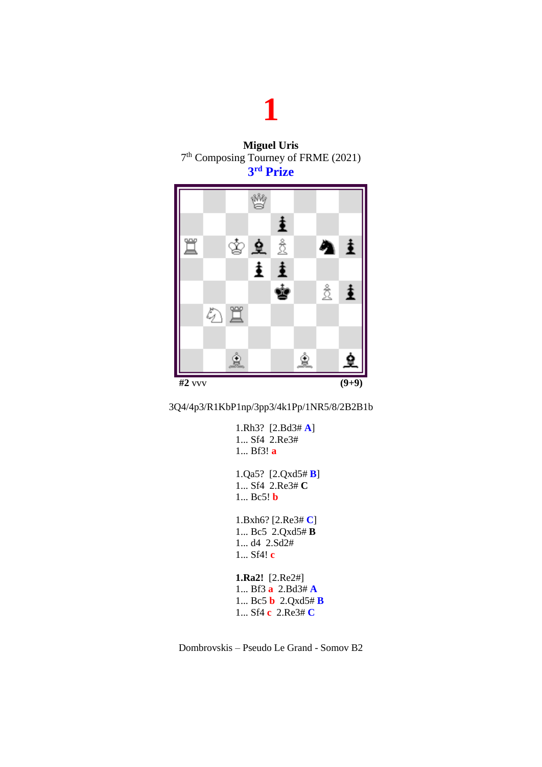# 1

**Miguel Uris**
7th Composing Tourney of FRME (2021)
**3rd Prize**

**#2** vvv **(9+9)**

3Q4/4p3/R1KbP1np/3pp3/4k1Pp/1NR5/8/2B2B1b

1.Rh3? [2.Bd3# **A**]
1... Sf4 2.Re3#
1... Bf3! **a**

1.Qa5? [2.Qxd5# **B**]
1... Sf4 2.Re3# **C**
1... Bc5! **b**

1.Bxh6? [2.Re3# **C**]
1... Bc5 2.Qxd5# **B**
1... d4 2.Sd2#
1... Sf4! **c**

**1.Ra2!** [2.Re2#]
1... Bf3 **a** 2.Bd3# **A**
1... Bc5 **b** 2.Qxd5# **B**
1... Sf4 **c** 2.Re3# **C**

Dombrovskis – Pseudo Le Grand - Somov B2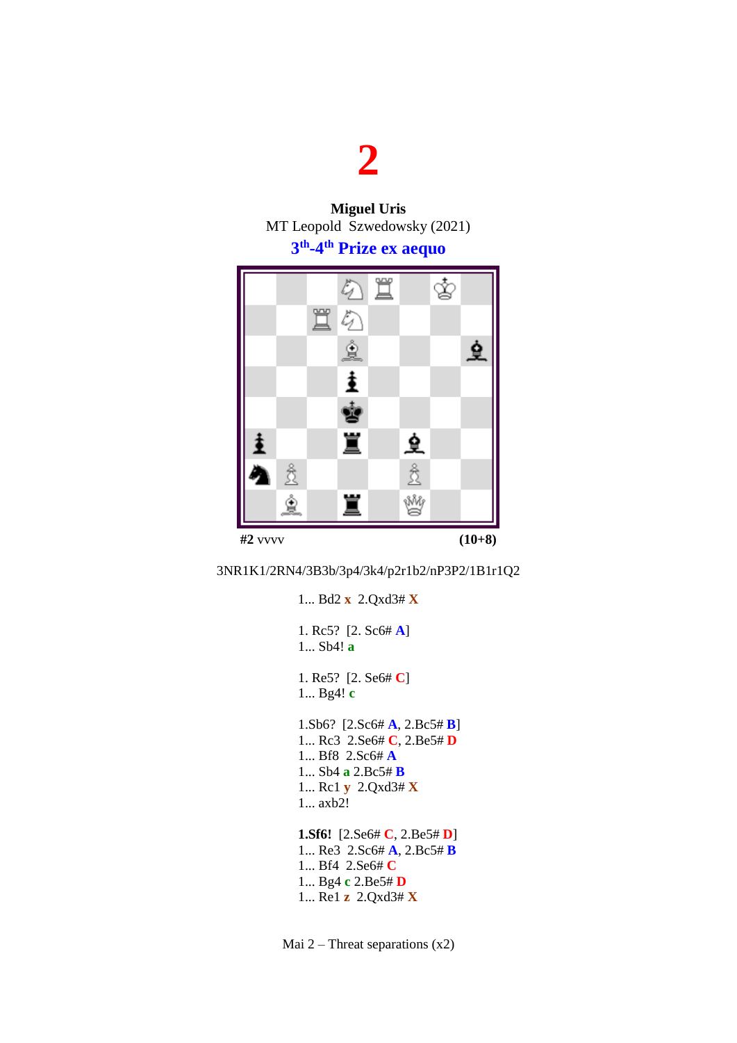# 2

**Miguel Uris**
MT Leopold Szwedowsky (2021)
**3th-4th Prize ex aequo**

**#2** vvvv **(10+8)**

3NR1K1/2RN4/3B3b/3p4/3k4/p2r1b2/nP3P2/1B1r1Q2

1... Bd2 **x** 2.Qxd3# **X**

1. Rc5? [2. Sc6# **A**]
1... Sb4! **a**

1. Re5? [2. Se6# **C**]
1... Bg4! **c**

1.Sb6? [2.Sc6# **A**, 2.Bc5# **B**]
1... Rc3 2.Se6# **C**, 2.Be5# **D**
1... Bf8 2.Sc6# **A**
1... Sb4 **a** 2.Bc5# **B**
1... Rc1 **y** 2.Qxd3# **X**
1... axb2!

**1.Sf6!** [2.Se6# **C**, 2.Be5# **D**]
1... Re3 2.Sc6# **A**, 2.Bc5# **B**
1... Bf4 2.Se6# **C**
1... Bg4 **c** 2.Be5# **D**
1... Re1 **z** 2.Qxd3# **X**

Mai 2 – Threat separations (x2)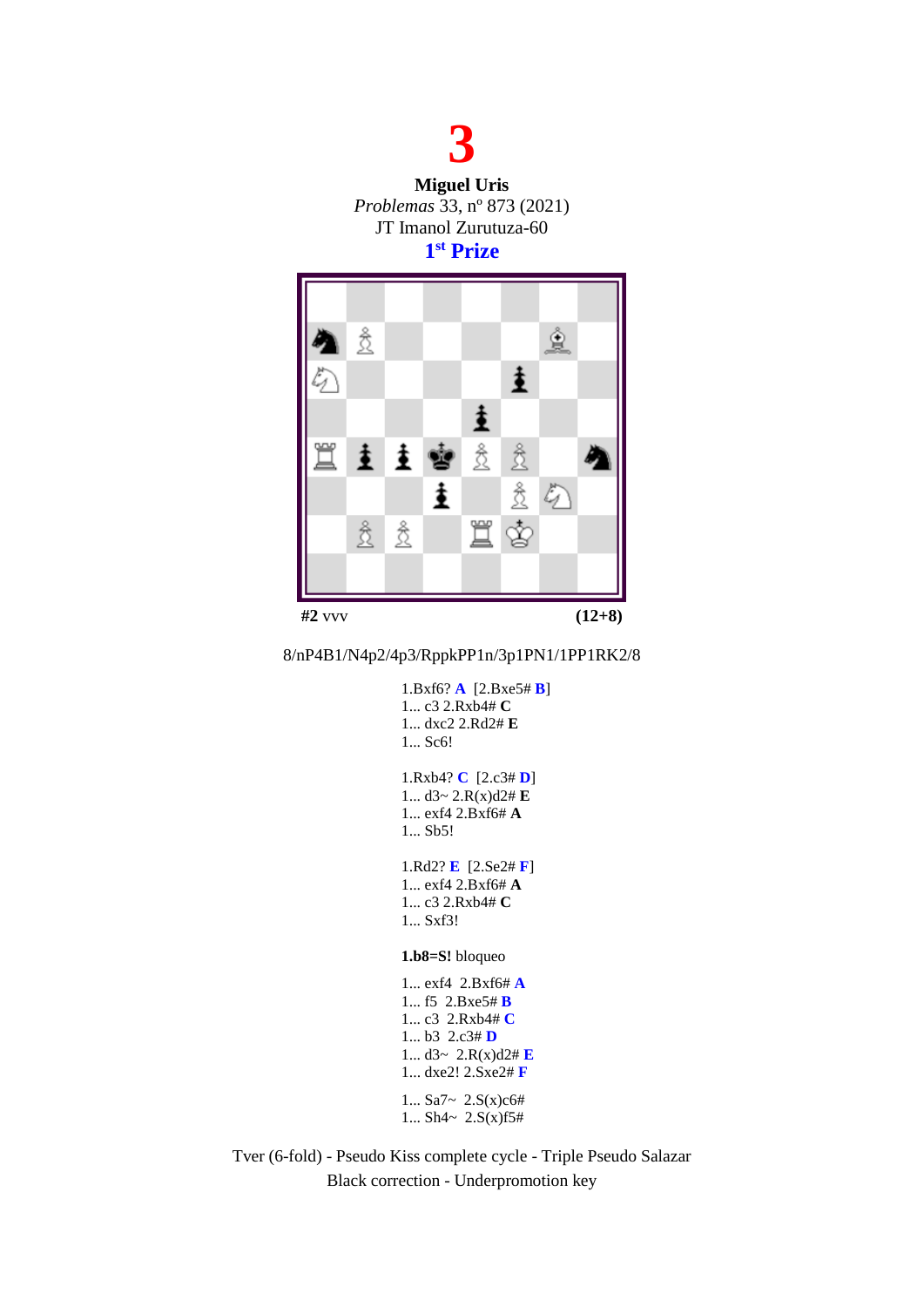# 3

**Miguel Uris**
*Problemas* 33, nº 873 (2021)
JT Imanol Zurutuza-60
**1st Prize**

**#2** vvv **(12+8)**

8/nP4B1/N4p2/4p3/RppkPP1n/3p1PN1/1PP1RK2/8

1.Bxf6? **A** [2.Bxe5# **B**]
1... c3 2.Rxb4# **C**
1... dxc2 2.Rd2# **E**
1... Sc6!

1.Rxb4? **C** [2.c3# **D**]
1... d3~ 2.R(x)d2# **E**
1... exf4 2.Bxf6# **A**
1... Sb5!

1.Rd2? **E** [2.Se2# **F**]
1... exf4 2.Bxf6# **A**
1... c3 2.Rxb4# **C**
1... Sxf3!

**1.b8=S!** bloqueo

1... exf4 2.Bxf6# **A**
1... f5 2.Bxe5# **B**
1... c3 2.Rxb4# **C**
1... b3 2.c3# **D**
1... d3~ 2.R(x)d2# **E**
1... dxe2! 2.Sxe2# **F**

1... Sa7~ 2.S(x)c6#
1... Sh4~ 2.S(x)f5#

Tver (6-fold) - Pseudo Kiss complete cycle - Triple Pseudo Salazar
Black correction - Underpromotion key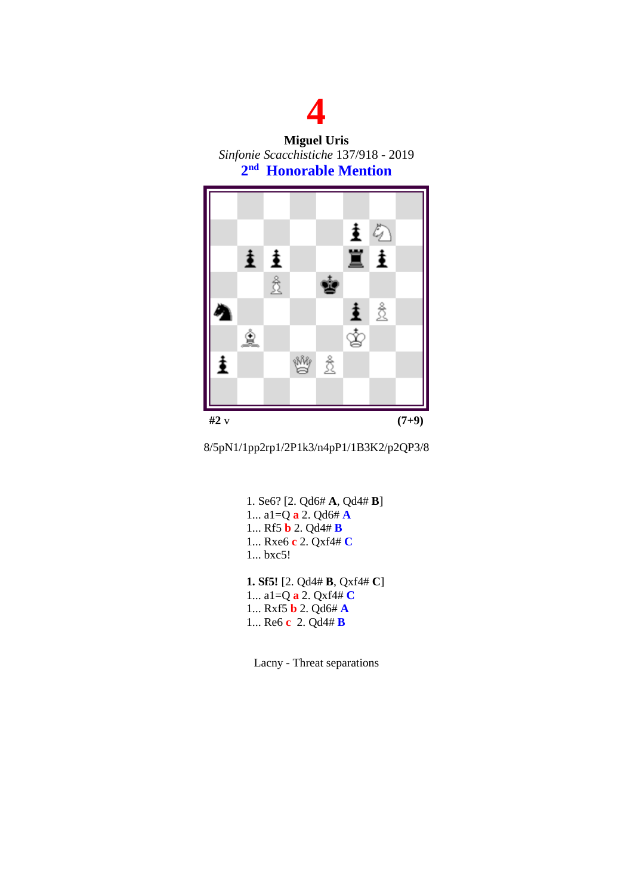# 4

**Miguel Uris**

*Sinfonie Scacchistiche* 137/918 - 2019

**2nd Honorable Mention**

**#2 v** **(7+9)**

8/5pN1/1pp2rp1/2P1k3/n4pP1/1B3K2/p2QP3/8

1. Se6? [2. Qd6# **A**, Qd4# **B**]
1... a1=Q **a** 2. Qd6# **A**
1... Rf5 **b** 2. Qd4# **B**
1... Rxe6 **c** 2. Qxf4# **C**
1... bxc5!

**1. Sf5!** [2. Qd4# **B**, Qxf4# **C**]
1... a1=Q **a** 2. Qxf4# **C**
1... Rxf5 **b** 2. Qd6# **A**
1... Re6 **c** 2. Qd4# **B**

Lacny - Threat separations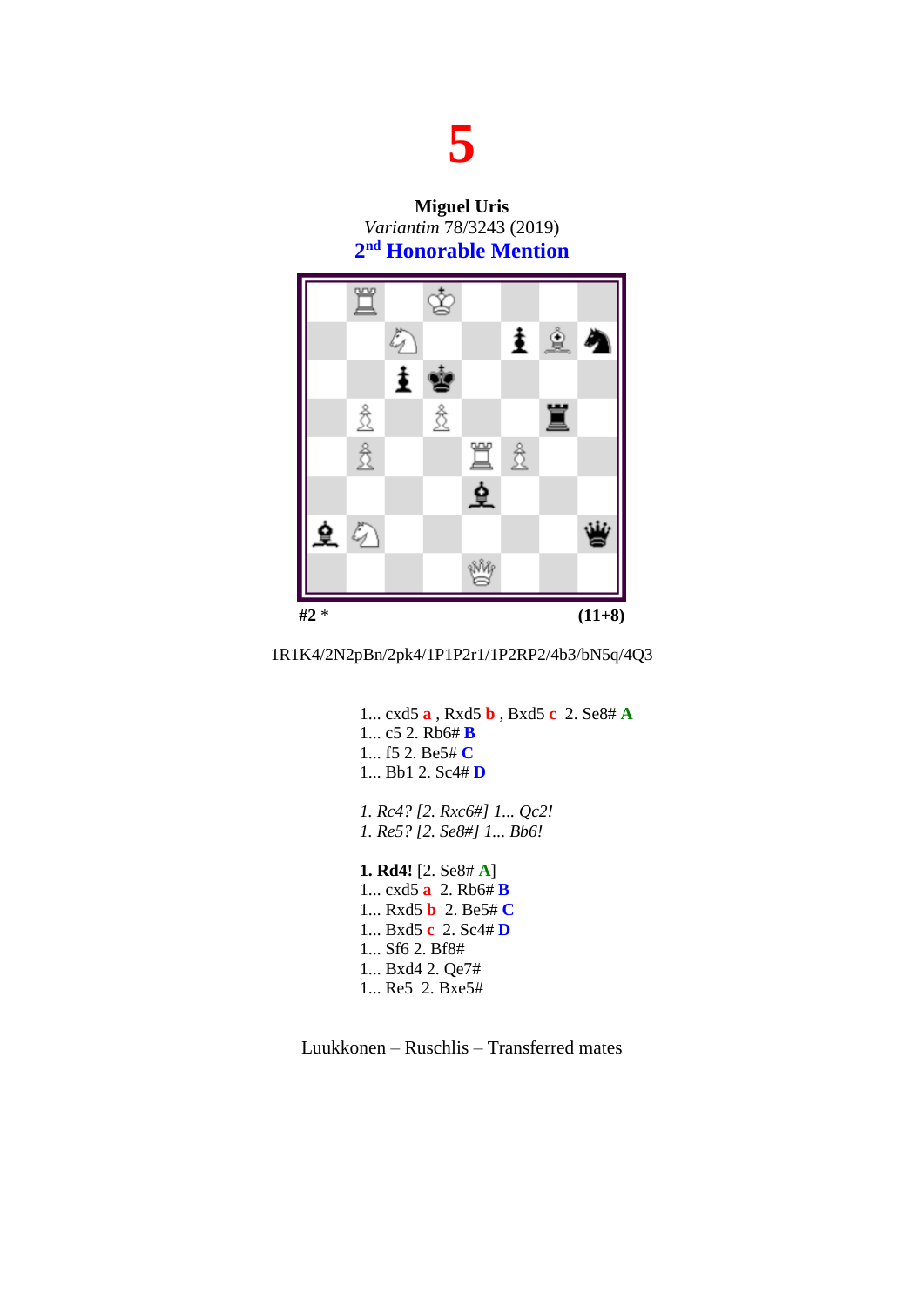# 5

**Miguel Uris**
*Variantim* 78/3243 (2019)
**2nd Honorable Mention**

**#2** * **(11+8)**

1R1K4/2N2pBn/2pk4/1P1P2r1/1P2RP2/4b3/bN5q/4Q3

1... cxd5 **a** , Rxd5 **b** , Bxd5 **c** 2. Se8# **A**
1... c5 2. Rb6# **B**
1... f5 2. Be5# **C**
1... Bb1 2. Sc4# **D**

*1. Rc4? [2. Rxc6#] 1... Qc2!*
*1. Re5? [2. Se8#] 1... Bb6!*

**1. Rd4!** [2. Se8# **A**]
1... cxd5 **a** 2. Rb6# **B**
1... Rxd5 **b** 2. Be5# **C**
1... Bxd5 **c** 2. Sc4# **D**
1... Sf6 2. Bf8#
1... Bxd4 2. Qe7#
1... Re5 2. Bxe5#

Luukkonen – Ruschlis – Transferred mates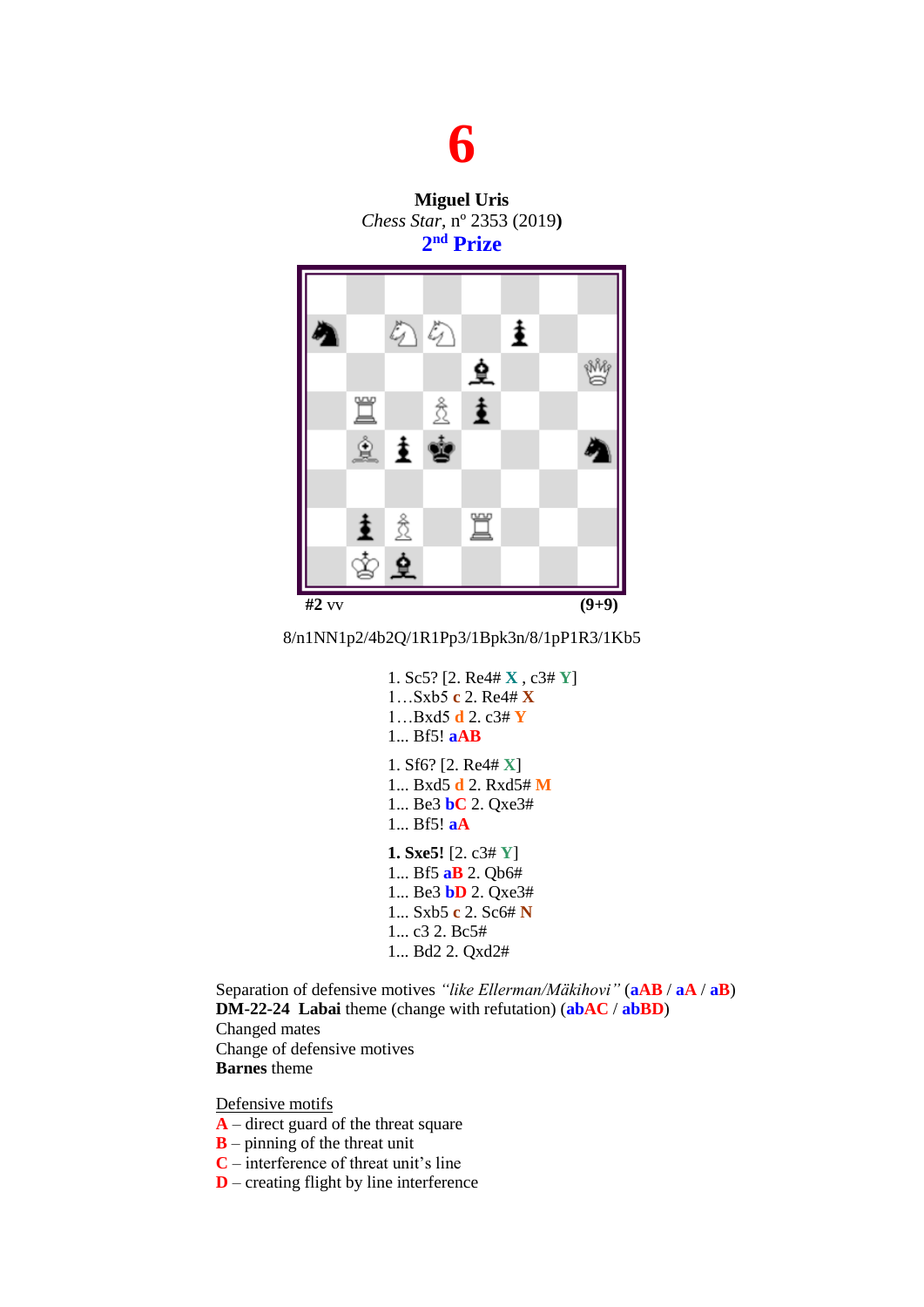# 6

**Miguel Uris**
*Chess Star*, nº 2353 (2019)
**2nd Prize**

**#2** vv **(9+9)**

8/n1NN1p2/4b2Q/1R1Pp3/1Bpk3n/8/1pP1R3/1Kb5

1. Sc5? [2. Re4# **X** , c3# **Y**]
1…Sxb5 **c** 2. Re4# **X**
1…Bxd5 **d** 2. c3# **Y**
1... Bf5! **aAB**

1. Sf6? [2. Re4# **X**]
1... Bxd5 **d** 2. Rxd5# **M**
1... Be3 **bC** 2. Qxe3#
1... Bf5! **aA**

**1. Sxe5!** [2. c3# **Y**]
1... Bf5 **aB** 2. Qb6#
1... Be3 **bD** 2. Qxe3#
1... Sxb5 **c** 2. Sc6# **N**
1... c3 2. Bc5#
1... Bd2 2. Qxd2#

Separation of defensive motives *"like Ellerman/Mäkihovi"* (**aAB** / **aA** / **aB**)
**DM-22-24 Labai** theme (change with refutation) (**abAC** / **abBD**)
Changed mates
Change of defensive motives
**Barnes** theme

Defensive motifs
**A** – direct guard of the threat square
**B** – pinning of the threat unit
**C** – interference of threat unit's line
**D** – creating flight by line interference